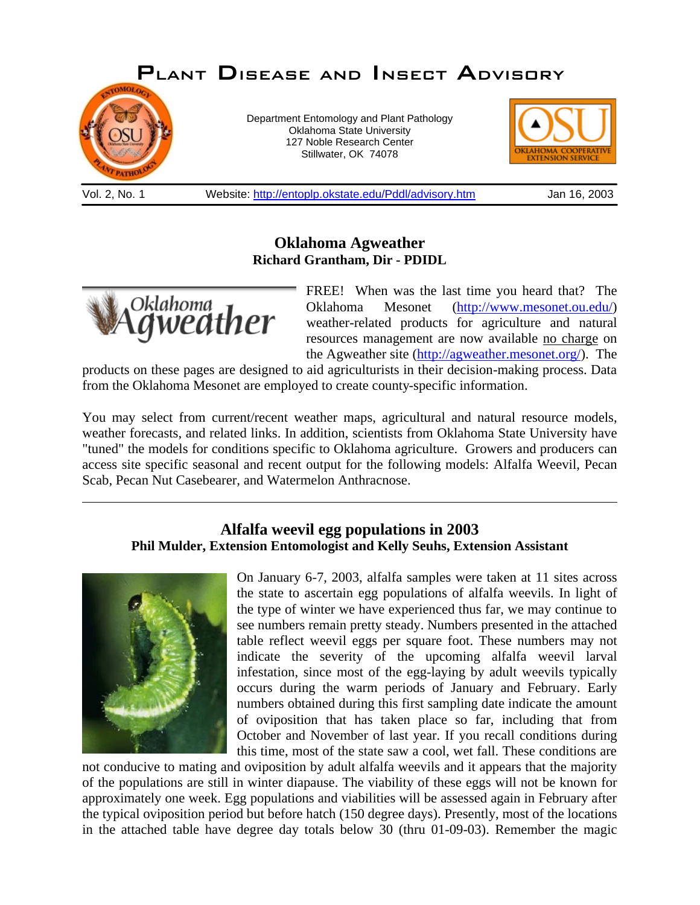# Plant Disease and Insect Advisory

Department Entomology and Plant Pathology
Oklahoma State University
127 Noble Research Center
Stillwater, OK 74078

Vol. 2, No. 1 Website: http://entoplp.okstate.edu/Pddl/advisory.htm Jan 16, 2003

## Oklahoma Agweather

**Richard Grantham, Dir - PDIDL**

FREE! When was the last time you heard that? The Oklahoma Mesonet (http://www.mesonet.ou.edu/) weather-related products for agriculture and natural resources management are now available no charge on the Agweather site (http://agweather.mesonet.org/). The products on these pages are designed to aid agriculturists in their decision-making process. Data from the Oklahoma Mesonet are employed to create county-specific information.

You may select from current/recent weather maps, agricultural and natural resource models, weather forecasts, and related links. In addition, scientists from Oklahoma State University have "tuned" the models for conditions specific to Oklahoma agriculture. Growers and producers can access site specific seasonal and recent output for the following models: Alfalfa Weevil, Pecan Scab, Pecan Nut Casebearer, and Watermelon Anthracnose.

---

## Alfalfa weevil egg populations in 2003

**Phil Mulder, Extension Entomologist and Kelly Seuhs, Extension Assistant**

On January 6-7, 2003, alfalfa samples were taken at 11 sites across the state to ascertain egg populations of alfalfa weevils. In light of the type of winter we have experienced thus far, we may continue to see numbers remain pretty steady. Numbers presented in the attached table reflect weevil eggs per square foot. These numbers may not indicate the severity of the upcoming alfalfa weevil larval infestation, since most of the egg-laying by adult weevils typically occurs during the warm periods of January and February. Early numbers obtained during this first sampling date indicate the amount of oviposition that has taken place so far, including that from October and November of last year. If you recall conditions during this time, most of the state saw a cool, wet fall. These conditions are not conducive to mating and oviposition by adult alfalfa weevils and it appears that the majority of the populations are still in winter diapause. The viability of these eggs will not be known for approximately one week. Egg populations and viabilities will be assessed again in February after the typical oviposition period but before hatch (150 degree days). Presently, most of the locations in the attached table have degree day totals below 30 (thru 01-09-03). Remember the magic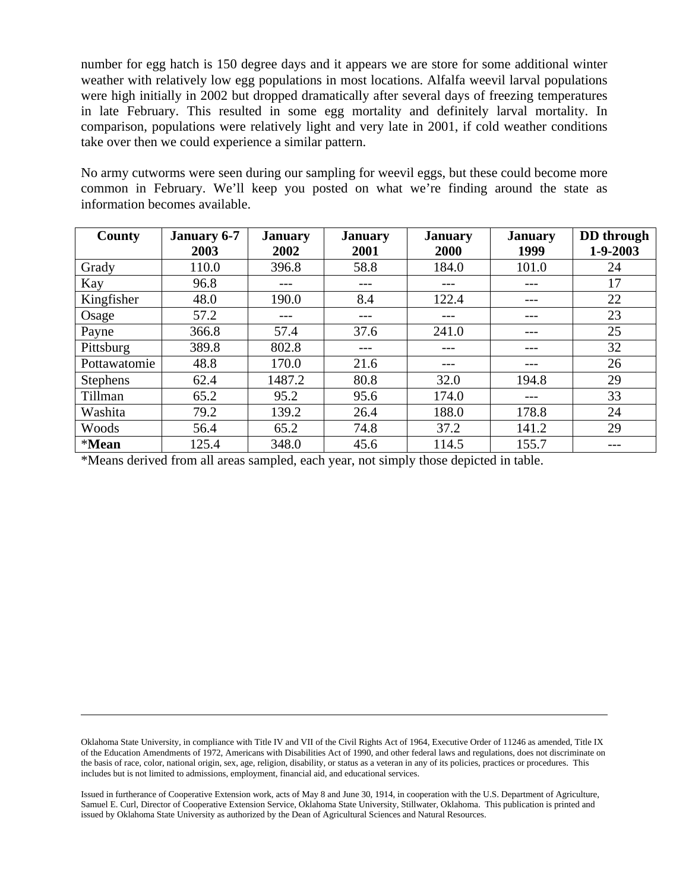number for egg hatch is 150 degree days and it appears we are store for some additional winter weather with relatively low egg populations in most locations. Alfalfa weevil larval populations were high initially in 2002 but dropped dramatically after several days of freezing temperatures in late February. This resulted in some egg mortality and definitely larval mortality. In comparison, populations were relatively light and very late in 2001, if cold weather conditions take over then we could experience a similar pattern.

No army cutworms were seen during our sampling for weevil eggs, but these could become more common in February. We'll keep you posted on what we're finding around the state as information becomes available.

| County | January 6-7 2003 | January 2002 | January 2001 | January 2000 | January 1999 | DD through 1-9-2003 |
|---|---|---|---|---|---|---|
| Grady | 110.0 | 396.8 | 58.8 | 184.0 | 101.0 | 24 |
| Kay | 96.8 | --- | --- | --- | --- | 17 |
| Kingfisher | 48.0 | 190.0 | 8.4 | 122.4 | --- | 22 |
| Osage | 57.2 | --- | --- | --- | --- | 23 |
| Payne | 366.8 | 57.4 | 37.6 | 241.0 | --- | 25 |
| Pittsburg | 389.8 | 802.8 | --- | --- | --- | 32 |
| Pottawatomie | 48.8 | 170.0 | 21.6 | --- | --- | 26 |
| Stephens | 62.4 | 1487.2 | 80.8 | 32.0 | 194.8 | 29 |
| Tillman | 65.2 | 95.2 | 95.6 | 174.0 | --- | 33 |
| Washita | 79.2 | 139.2 | 26.4 | 188.0 | 178.8 | 24 |
| Woods | 56.4 | 65.2 | 74.8 | 37.2 | 141.2 | 29 |
| ***Mean** | 125.4 | 348.0 | 45.6 | 114.5 | 155.7 | --- |

*Means derived from all areas sampled, each year, not simply those depicted in table.

---

Oklahoma State University, in compliance with Title IV and VII of the Civil Rights Act of 1964, Executive Order of 11246 as amended, Title IX of the Education Amendments of 1972, Americans with Disabilities Act of 1990, and other federal laws and regulations, does not discriminate on the basis of race, color, national origin, sex, age, religion, disability, or status as a veteran in any of its policies, practices or procedures. This includes but is not limited to admissions, employment, financial aid, and educational services.

Issued in furtherance of Cooperative Extension work, acts of May 8 and June 30, 1914, in cooperation with the U.S. Department of Agriculture, Samuel E. Curl, Director of Cooperative Extension Service, Oklahoma State University, Stillwater, Oklahoma. This publication is printed and issued by Oklahoma State University as authorized by the Dean of Agricultural Sciences and Natural Resources.